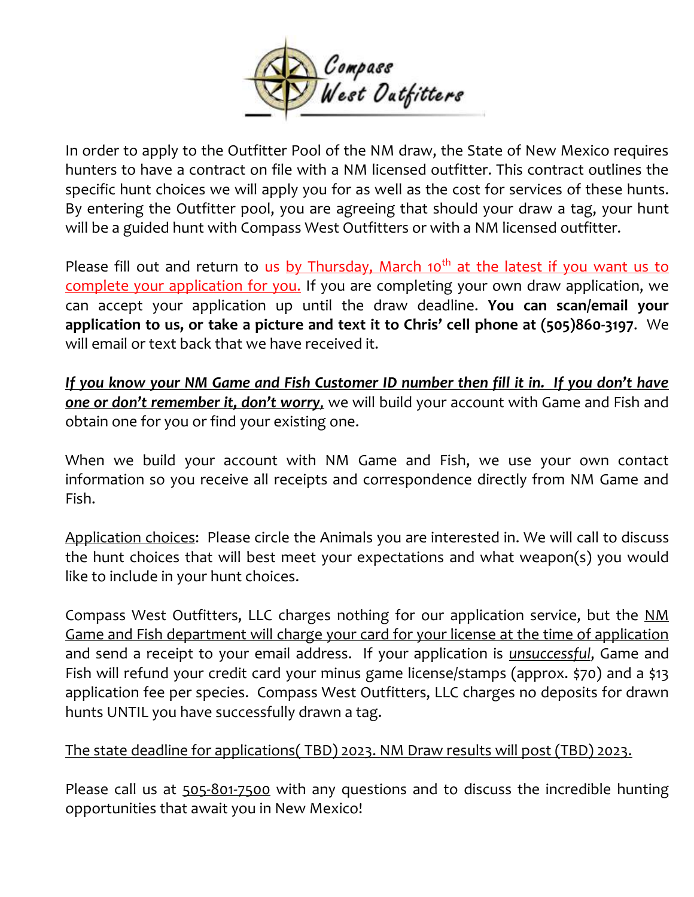Compass West Outfitters

In order to apply to the Outfitter Pool of the NM draw, the State of New Mexico requires hunters to have a contract on file with a NM licensed outfitter. This contract outlines the specific hunt choices we will apply you for as well as the cost for services of these hunts. By entering the Outfitter pool, you are agreeing that should your draw a tag, your hunt will be a guided hunt with Compass West Outfitters or with a NM licensed outfitter.

Please fill out and return to us by Thursday, March 10th at the latest if you want us to complete your application for you. If you are completing your own draw application, we can accept your application up until the draw deadline. **You can scan/email your application to us, or take a picture and text it to Chris' cell phone at (505)860-3197**. We will email or text back that we have received it.

***If you know your NM Game and Fish Customer ID number then fill it in. If you don't have one or don't remember it, don't worry,*** we will build your account with Game and Fish and obtain one for you or find your existing one.

When we build your account with NM Game and Fish, we use your own contact information so you receive all receipts and correspondence directly from NM Game and Fish.

Application choices: Please circle the Animals you are interested in. We will call to discuss the hunt choices that will best meet your expectations and what weapon(s) you would like to include in your hunt choices.

Compass West Outfitters, LLC charges nothing for our application service, but the NM Game and Fish department will charge your card for your license at the time of application and send a receipt to your email address. If your application is *unsuccessful*, Game and Fish will refund your credit card your minus game license/stamps (approx. $70) and a $13 application fee per species. Compass West Outfitters, LLC charges no deposits for drawn hunts UNTIL you have successfully drawn a tag.

The state deadline for applications( TBD) 2023. NM Draw results will post (TBD) 2023.

Please call us at 505-801-7500 with any questions and to discuss the incredible hunting opportunities that await you in New Mexico!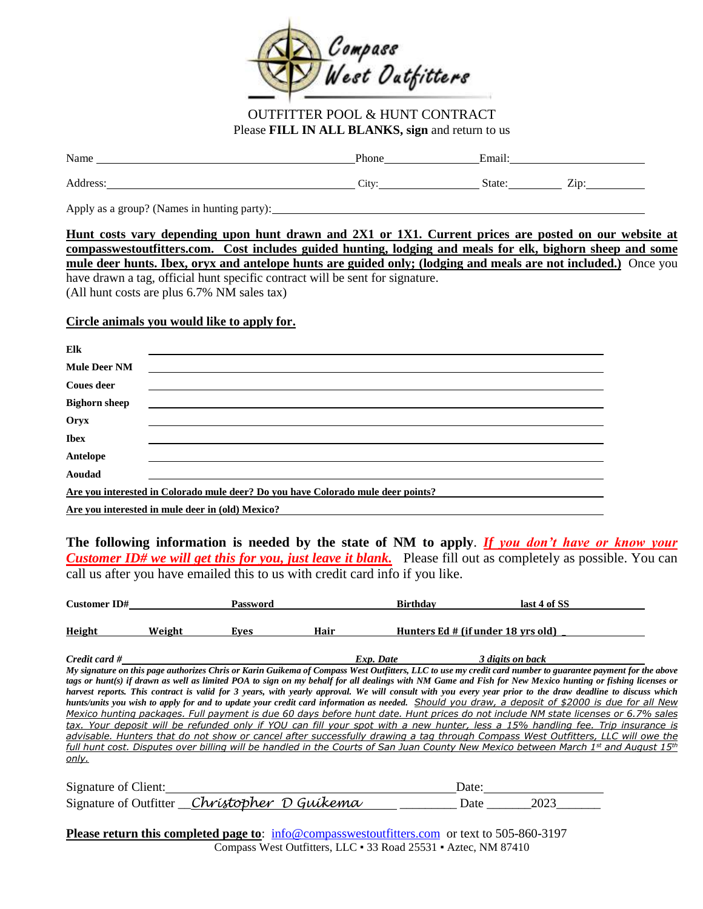Compass West Outfitters

OUTFITTER POOL & HUNT CONTRACT

Please **FILL IN ALL BLANKS, sign** and return to us

Name ______________________ Phone ______________ Email: ______________________

Address: ______________________ City: ______________ State: ________ Zip: __________

Apply as a group? (Names in hunting party): ______________________________________

**Hunt costs vary depending upon hunt drawn and 2X1 or 1X1. Current prices are posted on our website at compasswestoutfitters.com. Cost includes guided hunting, lodging and meals for elk, bighorn sheep and some mule deer hunts. Ibex, oryx and antelope hunts are guided only; (lodging and meals are not included.)** Once you have drawn a tag, official hunt specific contract will be sent for signature.
(All hunt costs are plus 6.7% NM sales tax)

**Circle animals you would like to apply for.**

**Elk** ______________________________________________

**Mule Deer NM** ______________________________________________

**Coues deer** ______________________________________________

**Bighorn sheep** ______________________________________________

**Oryx** ______________________________________________

**Ibex** ______________________________________________

**Antelope** ______________________________________________

**Aoudad** ______________________________________________

**Are you interested in Colorado mule deer? Do you have Colorado mule deer points?** ______________

**Are you interested in mule deer in (old) Mexico?** ______________

**The following information is needed by the state of NM to apply**. ***If you don't have or know your Customer ID# we will get this for you, just leave it blank.*** Please fill out as completely as possible. You can call us after you have emailed this to us with credit card info if you like.

**Customer ID#** ____________ **Password** ____________ **Birthday** ____________ **last 4 of SS** ____________

**Height** ________ **Weight** ________ **Eyes** ________ **Hair** ________ **Hunters Ed # (if under 18 yrs old)** ____________

***Credit card #*** ______________________ ***Exp. Date*** ____________ ***3 digits on back*** ____________

***My signature on this page authorizes Chris or Karin Guikema of Compass West Outfitters, LLC to use my credit card number to guarantee payment for the above tags or hunt(s) if drawn as well as limited POA to sign on my behalf for all dealings with NM Game and Fish for New Mexico hunting or fishing licenses or harvest reports. This contract is valid for 3 years, with yearly approval. We will consult with you every year prior to the draw deadline to discuss which hunts/units you wish to apply for and to update your credit card information as needed.*** *Should you draw, a deposit of $2000 is due for all New Mexico hunting packages. Full payment is due 60 days before hunt date. Hunt prices do not include NM state licenses or 6.7% sales tax. Your deposit will be refunded only if YOU can fill your spot with a new hunter, less a 15% handling fee. Trip insurance is advisable. Hunters that do not show or cancel after successfully drawing a tag through Compass West Outfitters, LLC will owe the full hunt cost. Disputes over billing will be handled in the Courts of San Juan County New Mexico between March 1st and August 15th only.*

Signature of Client: ______________________________ Date: ______________

Signature of Outfitter __*Christopher D Guikema*__ ________ Date ______2023______

**Please return this completed page to**: info@compasswestoutfitters.com or text to 505-860-3197

Compass West Outfitters, LLC ▪ 33 Road 25531 ▪ Aztec, NM 87410